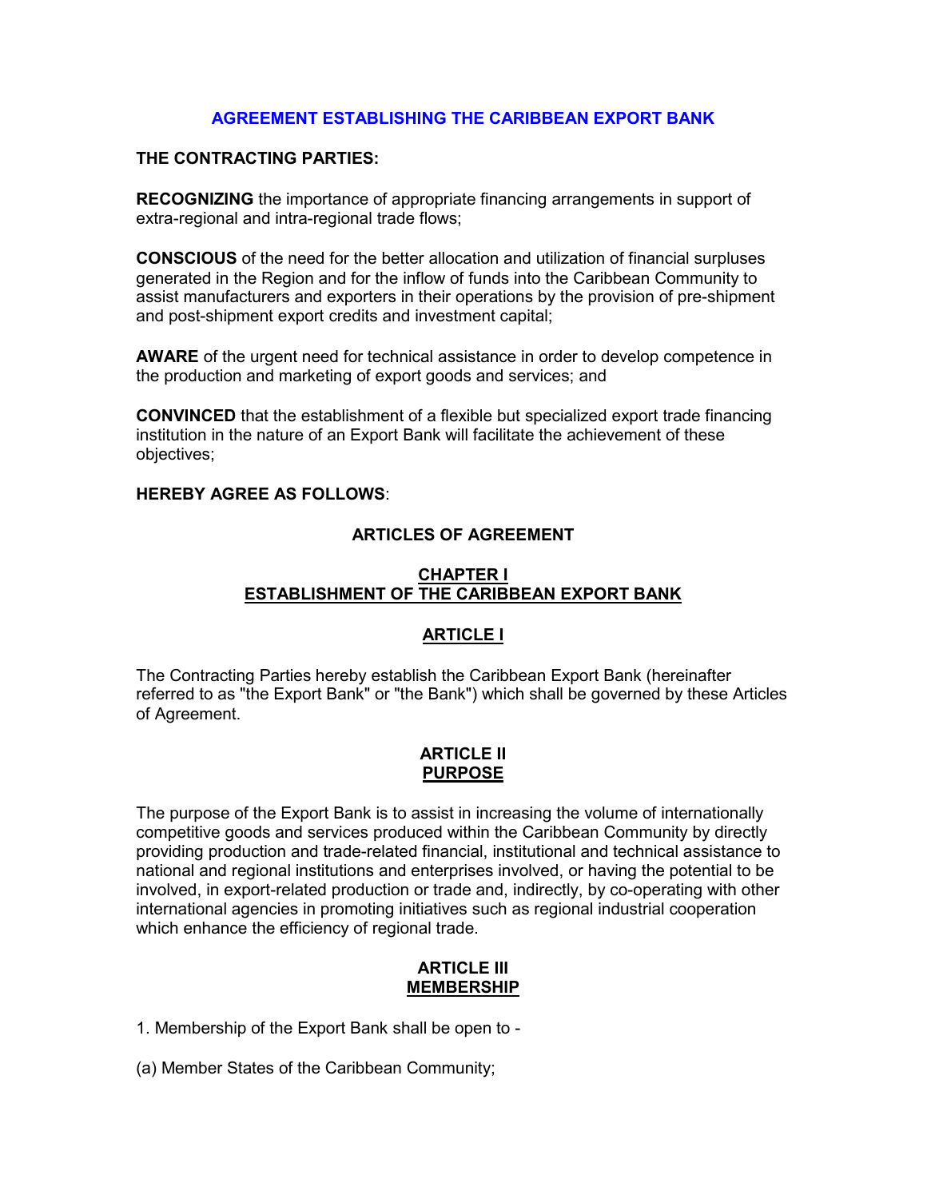# AGREEMENT ESTABLISHING THE CARIBBEAN EXPORT BANK

**THE CONTRACTING PARTIES:**

**RECOGNIZING** the importance of appropriate financing arrangements in support of extra-regional and intra-regional trade flows;

**CONSCIOUS** of the need for the better allocation and utilization of financial surpluses generated in the Region and for the inflow of funds into the Caribbean Community to assist manufacturers and exporters in their operations by the provision of pre-shipment and post-shipment export credits and investment capital;

**AWARE** of the urgent need for technical assistance in order to develop competence in the production and marketing of export goods and services; and

**CONVINCED** that the establishment of a flexible but specialized export trade financing institution in the nature of an Export Bank will facilitate the achievement of these objectives;

**HEREBY AGREE AS FOLLOWS**:

## ARTICLES OF AGREEMENT

### CHAPTER I
### ESTABLISHMENT OF THE CARIBBEAN EXPORT BANK

#### ARTICLE I

The Contracting Parties hereby establish the Caribbean Export Bank (hereinafter referred to as "the Export Bank" or "the Bank") which shall be governed by these Articles of Agreement.

#### ARTICLE II
#### PURPOSE

The purpose of the Export Bank is to assist in increasing the volume of internationally competitive goods and services produced within the Caribbean Community by directly providing production and trade-related financial, institutional and technical assistance to national and regional institutions and enterprises involved, or having the potential to be involved, in export-related production or trade and, indirectly, by co-operating with other international agencies in promoting initiatives such as regional industrial cooperation which enhance the efficiency of regional trade.

#### ARTICLE III
#### MEMBERSHIP

1. Membership of the Export Bank shall be open to -

(a) Member States of the Caribbean Community;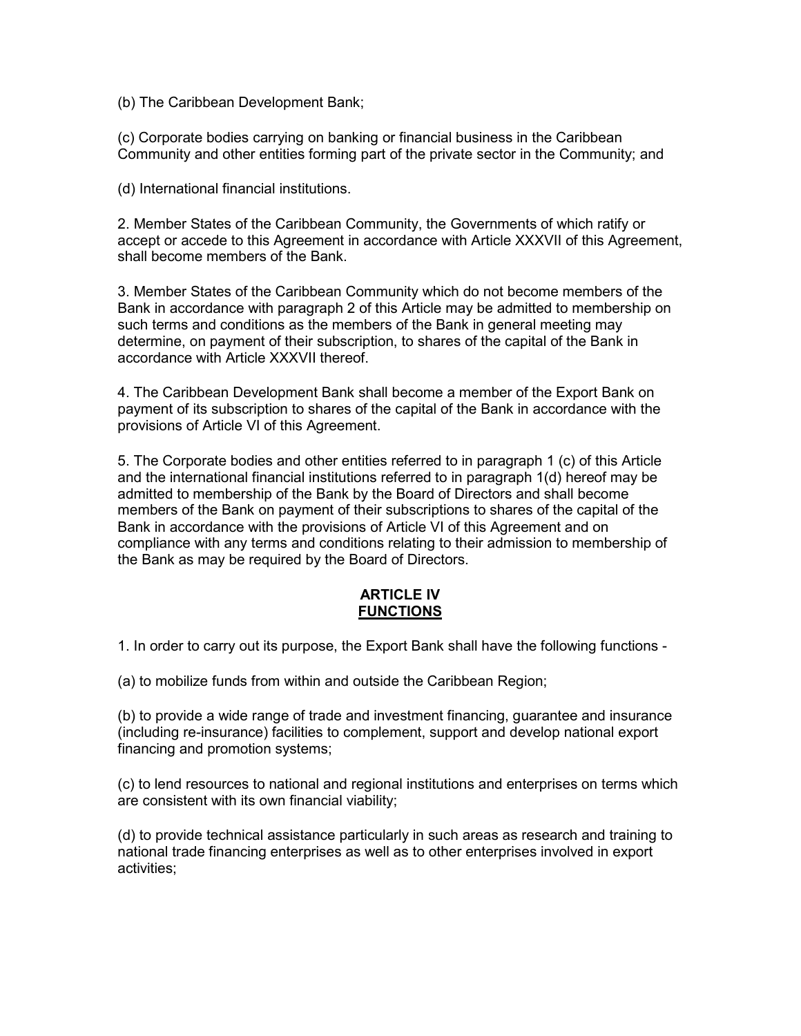(b) The Caribbean Development Bank;

(c) Corporate bodies carrying on banking or financial business in the Caribbean Community and other entities forming part of the private sector in the Community; and

(d) International financial institutions.

2. Member States of the Caribbean Community, the Governments of which ratify or accept or accede to this Agreement in accordance with Article XXXVII of this Agreement, shall become members of the Bank.

3. Member States of the Caribbean Community which do not become members of the Bank in accordance with paragraph 2 of this Article may be admitted to membership on such terms and conditions as the members of the Bank in general meeting may determine, on payment of their subscription, to shares of the capital of the Bank in accordance with Article XXXVII thereof.

4. The Caribbean Development Bank shall become a member of the Export Bank on payment of its subscription to shares of the capital of the Bank in accordance with the provisions of Article VI of this Agreement.

5. The Corporate bodies and other entities referred to in paragraph 1 (c) of this Article and the international financial institutions referred to in paragraph 1(d) hereof may be admitted to membership of the Bank by the Board of Directors and shall become members of the Bank on payment of their subscriptions to shares of the capital of the Bank in accordance with the provisions of Article VI of this Agreement and on compliance with any terms and conditions relating to their admission to membership of the Bank as may be required by the Board of Directors.

## ARTICLE IV
## FUNCTIONS

1. In order to carry out its purpose, the Export Bank shall have the following functions -

(a) to mobilize funds from within and outside the Caribbean Region;

(b) to provide a wide range of trade and investment financing, guarantee and insurance (including re-insurance) facilities to complement, support and develop national export financing and promotion systems;

(c) to lend resources to national and regional institutions and enterprises on terms which are consistent with its own financial viability;

(d) to provide technical assistance particularly in such areas as research and training to national trade financing enterprises as well as to other enterprises involved in export activities;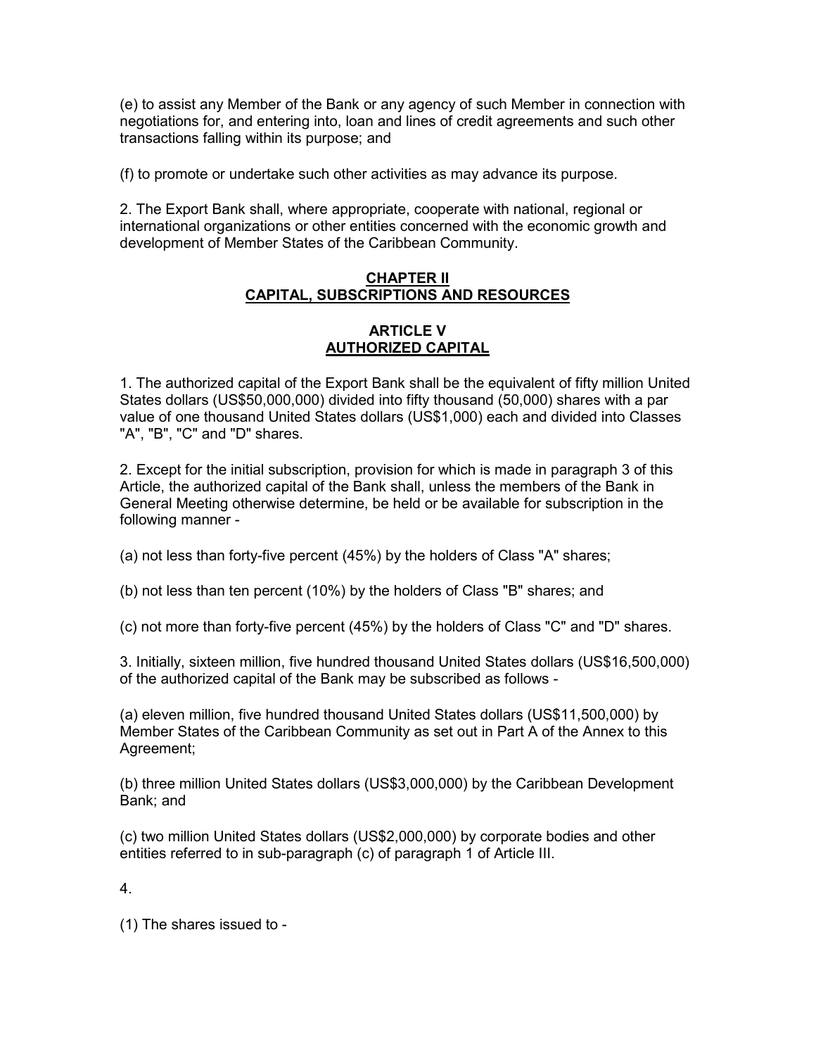(e) to assist any Member of the Bank or any agency of such Member in connection with negotiations for, and entering into, loan and lines of credit agreements and such other transactions falling within its purpose; and

(f) to promote or undertake such other activities as may advance its purpose.

2. The Export Bank shall, where appropriate, cooperate with national, regional or international organizations or other entities concerned with the economic growth and development of Member States of the Caribbean Community.

## CHAPTER II
## CAPITAL, SUBSCRIPTIONS AND RESOURCES

### ARTICLE V
### AUTHORIZED CAPITAL

1. The authorized capital of the Export Bank shall be the equivalent of fifty million United States dollars (US$50,000,000) divided into fifty thousand (50,000) shares with a par value of one thousand United States dollars (US$1,000) each and divided into Classes "A", "B", "C" and "D" shares.

2. Except for the initial subscription, provision for which is made in paragraph 3 of this Article, the authorized capital of the Bank shall, unless the members of the Bank in General Meeting otherwise determine, be held or be available for subscription in the following manner -

(a) not less than forty-five percent (45%) by the holders of Class "A" shares;

(b) not less than ten percent (10%) by the holders of Class "B" shares; and

(c) not more than forty-five percent (45%) by the holders of Class "C" and "D" shares.

3. Initially, sixteen million, five hundred thousand United States dollars (US$16,500,000) of the authorized capital of the Bank may be subscribed as follows -

(a) eleven million, five hundred thousand United States dollars (US$11,500,000) by Member States of the Caribbean Community as set out in Part A of the Annex to this Agreement;

(b) three million United States dollars (US$3,000,000) by the Caribbean Development Bank; and

(c) two million United States dollars (US$2,000,000) by corporate bodies and other entities referred to in sub-paragraph (c) of paragraph 1 of Article III.

4.

(1) The shares issued to -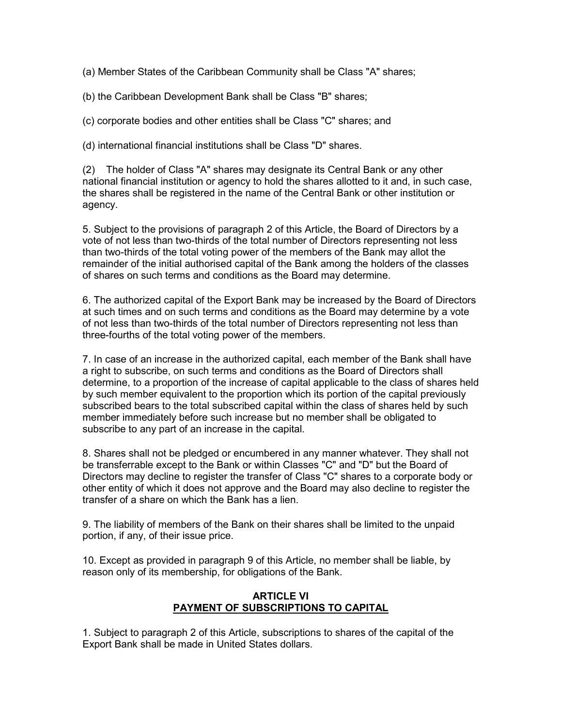(a) Member States of the Caribbean Community shall be Class "A" shares;

(b) the Caribbean Development Bank shall be Class "B" shares;

(c) corporate bodies and other entities shall be Class "C" shares; and

(d) international financial institutions shall be Class "D" shares.

(2) The holder of Class "A" shares may designate its Central Bank or any other national financial institution or agency to hold the shares allotted to it and, in such case, the shares shall be registered in the name of the Central Bank or other institution or agency.

5. Subject to the provisions of paragraph 2 of this Article, the Board of Directors by a vote of not less than two-thirds of the total number of Directors representing not less than two-thirds of the total voting power of the members of the Bank may allot the remainder of the initial authorised capital of the Bank among the holders of the classes of shares on such terms and conditions as the Board may determine.

6. The authorized capital of the Export Bank may be increased by the Board of Directors at such times and on such terms and conditions as the Board may determine by a vote of not less than two-thirds of the total number of Directors representing not less than three-fourths of the total voting power of the members.

7. In case of an increase in the authorized capital, each member of the Bank shall have a right to subscribe, on such terms and conditions as the Board of Directors shall determine, to a proportion of the increase of capital applicable to the class of shares held by such member equivalent to the proportion which its portion of the capital previously subscribed bears to the total subscribed capital within the class of shares held by such member immediately before such increase but no member shall be obligated to subscribe to any part of an increase in the capital.

8. Shares shall not be pledged or encumbered in any manner whatever. They shall not be transferrable except to the Bank or within Classes "C" and "D" but the Board of Directors may decline to register the transfer of Class "C" shares to a corporate body or other entity of which it does not approve and the Board may also decline to register the transfer of a share on which the Bank has a lien.

9. The liability of members of the Bank on their shares shall be limited to the unpaid portion, if any, of their issue price.

10. Except as provided in paragraph 9 of this Article, no member shall be liable, by reason only of its membership, for obligations of the Bank.

## ARTICLE VI
## PAYMENT OF SUBSCRIPTIONS TO CAPITAL

1. Subject to paragraph 2 of this Article, subscriptions to shares of the capital of the Export Bank shall be made in United States dollars.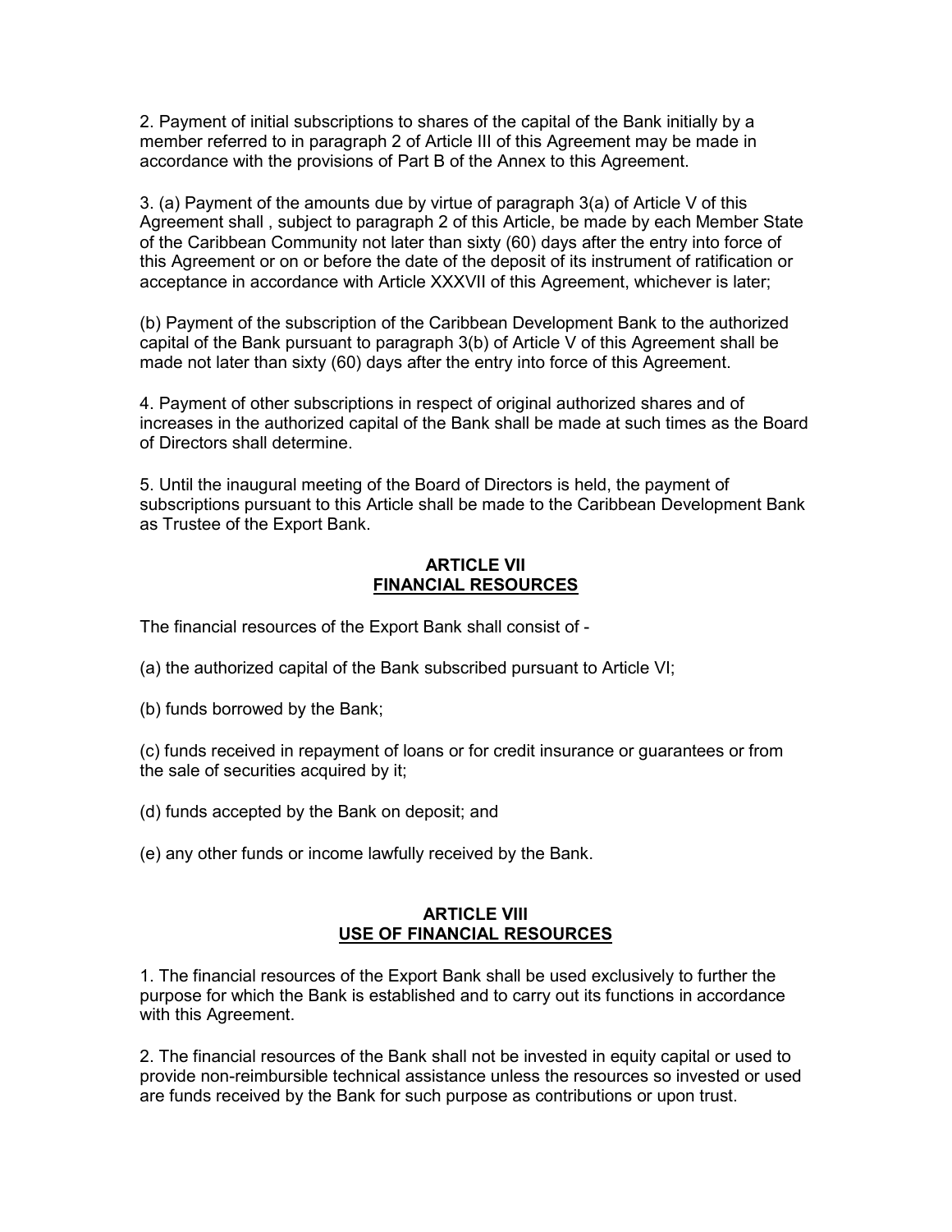2. Payment of initial subscriptions to shares of the capital of the Bank initially by a member referred to in paragraph 2 of Article III of this Agreement may be made in accordance with the provisions of Part B of the Annex to this Agreement.

3. (a) Payment of the amounts due by virtue of paragraph 3(a) of Article V of this Agreement shall , subject to paragraph 2 of this Article, be made by each Member State of the Caribbean Community not later than sixty (60) days after the entry into force of this Agreement or on or before the date of the deposit of its instrument of ratification or acceptance in accordance with Article XXXVII of this Agreement, whichever is later;

(b) Payment of the subscription of the Caribbean Development Bank to the authorized capital of the Bank pursuant to paragraph 3(b) of Article V of this Agreement shall be made not later than sixty (60) days after the entry into force of this Agreement.

4. Payment of other subscriptions in respect of original authorized shares and of increases in the authorized capital of the Bank shall be made at such times as the Board of Directors shall determine.

5. Until the inaugural meeting of the Board of Directors is held, the payment of subscriptions pursuant to this Article shall be made to the Caribbean Development Bank as Trustee of the Export Bank.

## ARTICLE VII
## FINANCIAL RESOURCES

The financial resources of the Export Bank shall consist of -

(a) the authorized capital of the Bank subscribed pursuant to Article VI;

(b) funds borrowed by the Bank;

(c) funds received in repayment of loans or for credit insurance or guarantees or from the sale of securities acquired by it;

(d) funds accepted by the Bank on deposit; and

(e) any other funds or income lawfully received by the Bank.

## ARTICLE VIII
## USE OF FINANCIAL RESOURCES

1. The financial resources of the Export Bank shall be used exclusively to further the purpose for which the Bank is established and to carry out its functions in accordance with this Agreement.

2. The financial resources of the Bank shall not be invested in equity capital or used to provide non-reimbursible technical assistance unless the resources so invested or used are funds received by the Bank for such purpose as contributions or upon trust.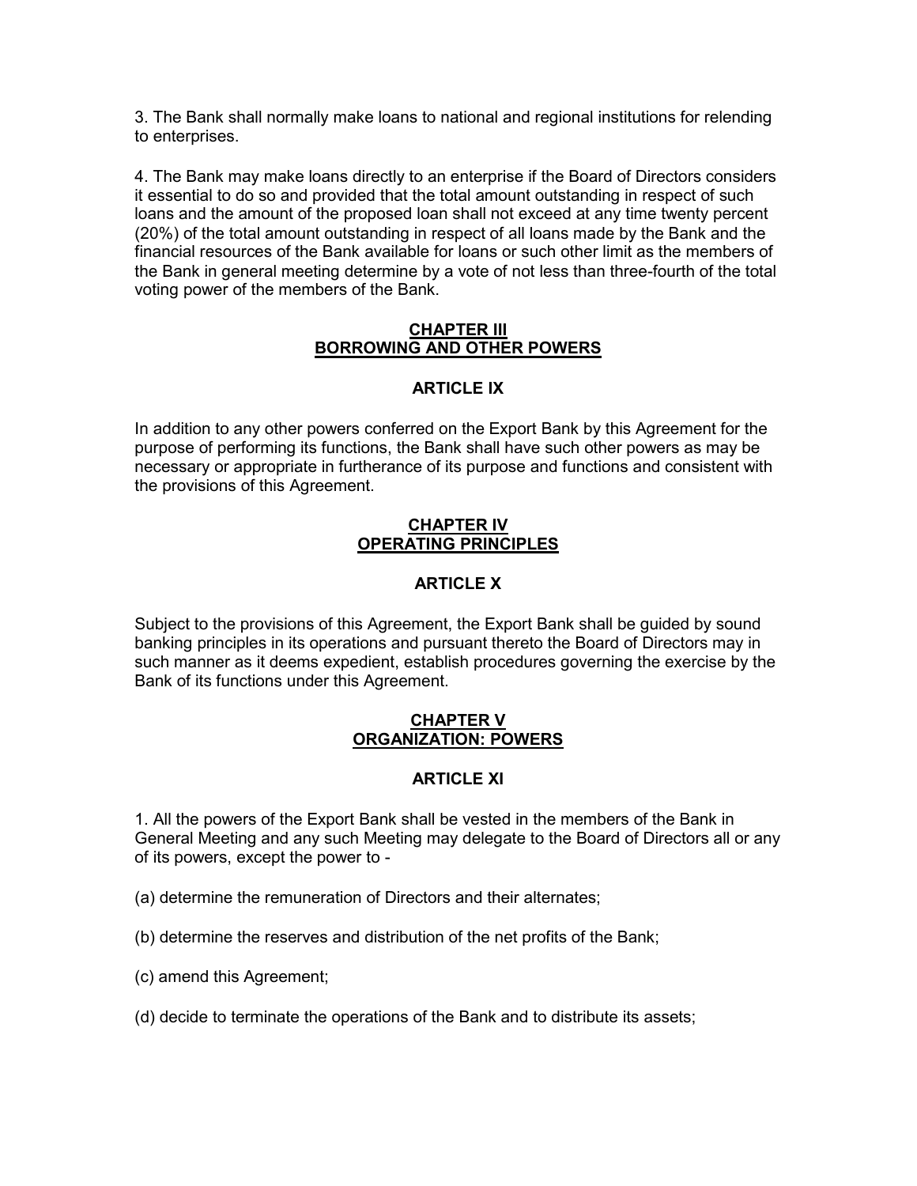3. The Bank shall normally make loans to national and regional institutions for relending to enterprises.

4. The Bank may make loans directly to an enterprise if the Board of Directors considers it essential to do so and provided that the total amount outstanding in respect of such loans and the amount of the proposed loan shall not exceed at any time twenty percent (20%) of the total amount outstanding in respect of all loans made by the Bank and the financial resources of the Bank available for loans or such other limit as the members of the Bank in general meeting determine by a vote of not less than three-fourth of the total voting power of the members of the Bank.

## CHAPTER III
## BORROWING AND OTHER POWERS

### ARTICLE IX

In addition to any other powers conferred on the Export Bank by this Agreement for the purpose of performing its functions, the Bank shall have such other powers as may be necessary or appropriate in furtherance of its purpose and functions and consistent with the provisions of this Agreement.

## CHAPTER IV
## OPERATING PRINCIPLES

### ARTICLE X

Subject to the provisions of this Agreement, the Export Bank shall be guided by sound banking principles in its operations and pursuant thereto the Board of Directors may in such manner as it deems expedient, establish procedures governing the exercise by the Bank of its functions under this Agreement.

## CHAPTER V
## ORGANIZATION: POWERS

### ARTICLE XI

1. All the powers of the Export Bank shall be vested in the members of the Bank in General Meeting and any such Meeting may delegate to the Board of Directors all or any of its powers, except the power to -

(a) determine the remuneration of Directors and their alternates;

(b) determine the reserves and distribution of the net profits of the Bank;

(c) amend this Agreement;

(d) decide to terminate the operations of the Bank and to distribute its assets;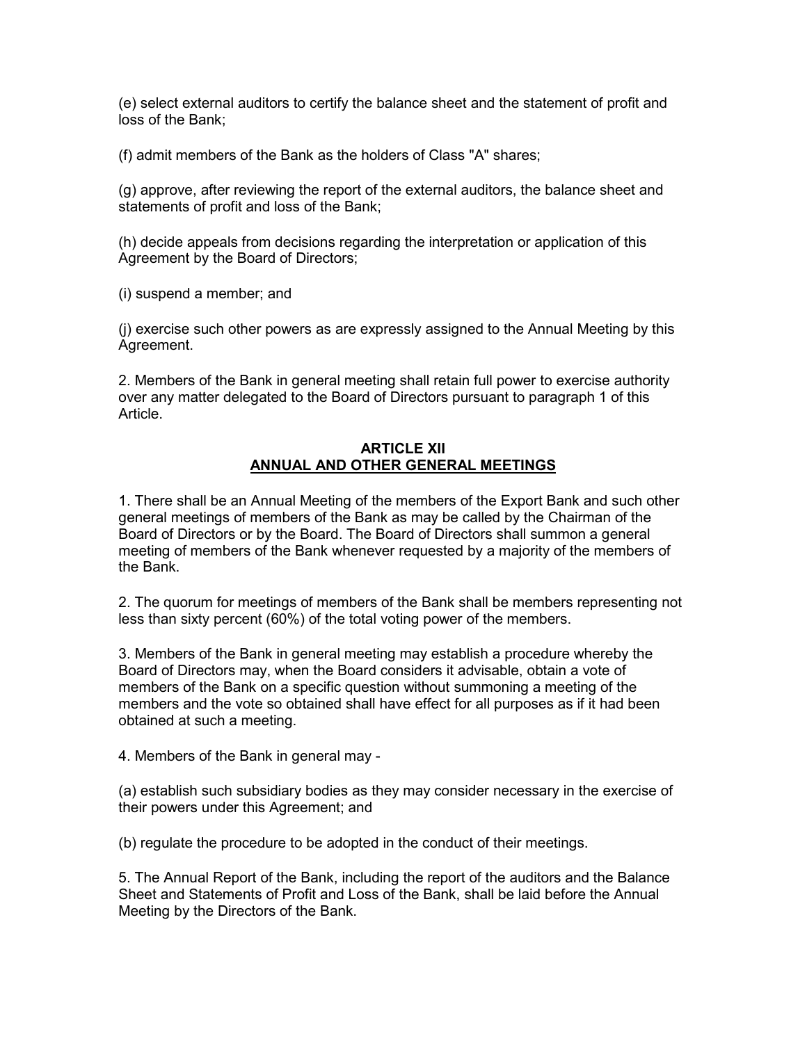(e) select external auditors to certify the balance sheet and the statement of profit and loss of the Bank;

(f) admit members of the Bank as the holders of Class "A" shares;

(g) approve, after reviewing the report of the external auditors, the balance sheet and statements of profit and loss of the Bank;

(h) decide appeals from decisions regarding the interpretation or application of this Agreement by the Board of Directors;

(i) suspend a member; and

(j) exercise such other powers as are expressly assigned to the Annual Meeting by this Agreement.

2. Members of the Bank in general meeting shall retain full power to exercise authority over any matter delegated to the Board of Directors pursuant to paragraph 1 of this Article.

## ARTICLE XII
## ANNUAL AND OTHER GENERAL MEETINGS

1. There shall be an Annual Meeting of the members of the Export Bank and such other general meetings of members of the Bank as may be called by the Chairman of the Board of Directors or by the Board. The Board of Directors shall summon a general meeting of members of the Bank whenever requested by a majority of the members of the Bank.

2. The quorum for meetings of members of the Bank shall be members representing not less than sixty percent (60%) of the total voting power of the members.

3. Members of the Bank in general meeting may establish a procedure whereby the Board of Directors may, when the Board considers it advisable, obtain a vote of members of the Bank on a specific question without summoning a meeting of the members and the vote so obtained shall have effect for all purposes as if it had been obtained at such a meeting.

4. Members of the Bank in general may -

(a) establish such subsidiary bodies as they may consider necessary in the exercise of their powers under this Agreement; and

(b) regulate the procedure to be adopted in the conduct of their meetings.

5. The Annual Report of the Bank, including the report of the auditors and the Balance Sheet and Statements of Profit and Loss of the Bank, shall be laid before the Annual Meeting by the Directors of the Bank.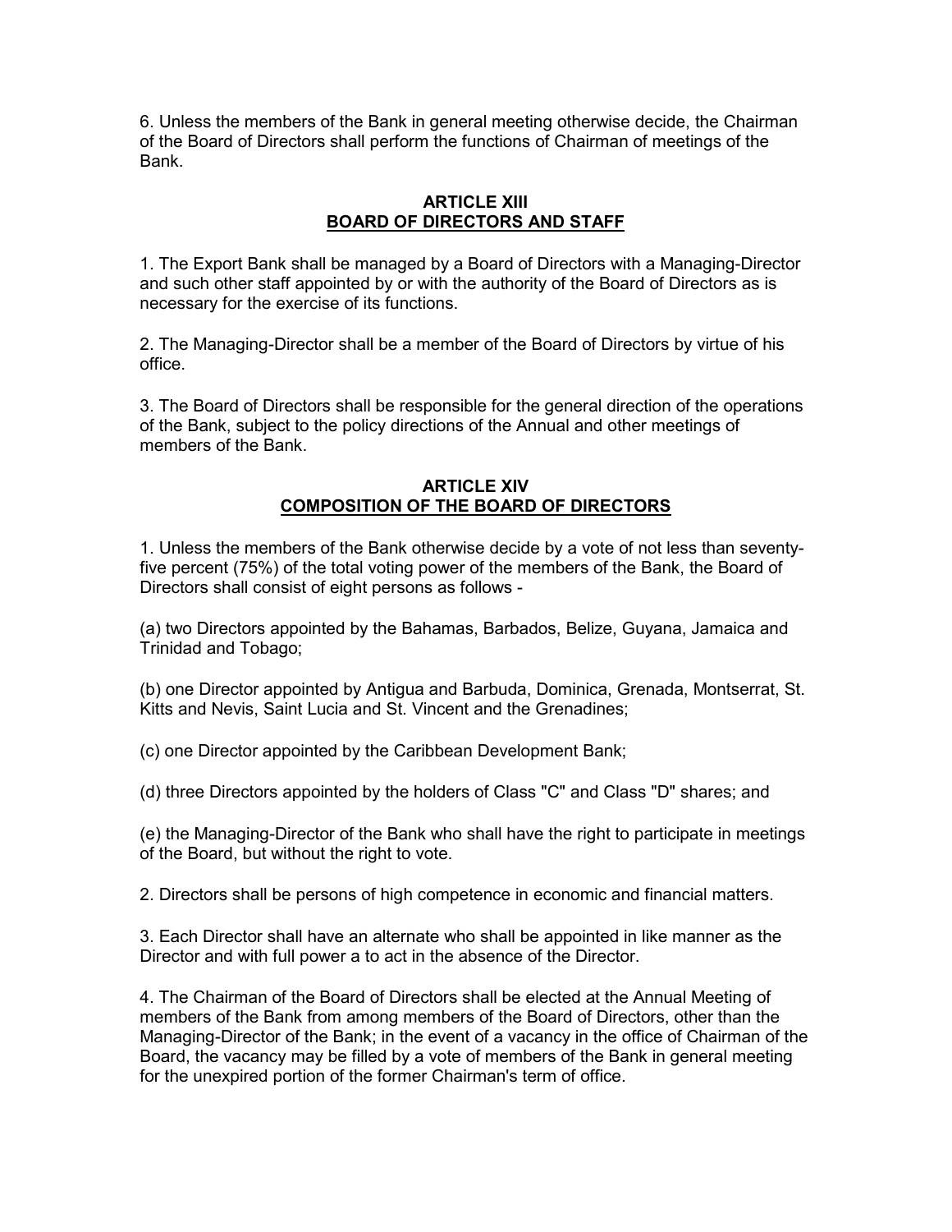6. Unless the members of the Bank in general meeting otherwise decide, the Chairman of the Board of Directors shall perform the functions of Chairman of meetings of the Bank.

## ARTICLE XIII
## BOARD OF DIRECTORS AND STAFF

1. The Export Bank shall be managed by a Board of Directors with a Managing-Director and such other staff appointed by or with the authority of the Board of Directors as is necessary for the exercise of its functions.

2. The Managing-Director shall be a member of the Board of Directors by virtue of his office.

3. The Board of Directors shall be responsible for the general direction of the operations of the Bank, subject to the policy directions of the Annual and other meetings of members of the Bank.

## ARTICLE XIV
## COMPOSITION OF THE BOARD OF DIRECTORS

1. Unless the members of the Bank otherwise decide by a vote of not less than seventy-five percent (75%) of the total voting power of the members of the Bank, the Board of Directors shall consist of eight persons as follows -

(a) two Directors appointed by the Bahamas, Barbados, Belize, Guyana, Jamaica and Trinidad and Tobago;

(b) one Director appointed by Antigua and Barbuda, Dominica, Grenada, Montserrat, St. Kitts and Nevis, Saint Lucia and St. Vincent and the Grenadines;

(c) one Director appointed by the Caribbean Development Bank;

(d) three Directors appointed by the holders of Class "C" and Class "D" shares; and

(e) the Managing-Director of the Bank who shall have the right to participate in meetings of the Board, but without the right to vote.

2. Directors shall be persons of high competence in economic and financial matters.

3. Each Director shall have an alternate who shall be appointed in like manner as the Director and with full power a to act in the absence of the Director.

4. The Chairman of the Board of Directors shall be elected at the Annual Meeting of members of the Bank from among members of the Board of Directors, other than the Managing-Director of the Bank; in the event of a vacancy in the office of Chairman of the Board, the vacancy may be filled by a vote of members of the Bank in general meeting for the unexpired portion of the former Chairman's term of office.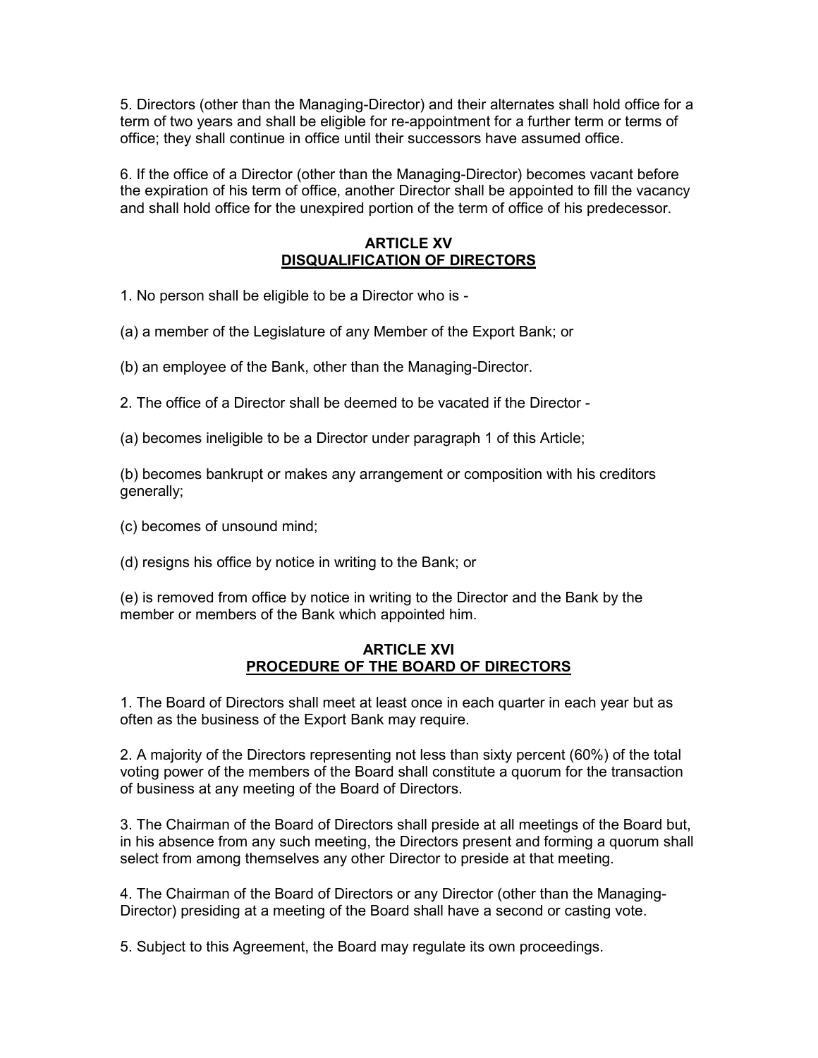5. Directors (other than the Managing-Director) and their alternates shall hold office for a term of two years and shall be eligible for re-appointment for a further term or terms of office; they shall continue in office until their successors have assumed office.

6. If the office of a Director (other than the Managing-Director) becomes vacant before the expiration of his term of office, another Director shall be appointed to fill the vacancy and shall hold office for the unexpired portion of the term of office of his predecessor.

## ARTICLE XV
## DISQUALIFICATION OF DIRECTORS

1. No person shall be eligible to be a Director who is -

(a) a member of the Legislature of any Member of the Export Bank; or

(b) an employee of the Bank, other than the Managing-Director.

2. The office of a Director shall be deemed to be vacated if the Director -

(a) becomes ineligible to be a Director under paragraph 1 of this Article;

(b) becomes bankrupt or makes any arrangement or composition with his creditors generally;

(c) becomes of unsound mind;

(d) resigns his office by notice in writing to the Bank; or

(e) is removed from office by notice in writing to the Director and the Bank by the member or members of the Bank which appointed him.

## ARTICLE XVI
## PROCEDURE OF THE BOARD OF DIRECTORS

1. The Board of Directors shall meet at least once in each quarter in each year but as often as the business of the Export Bank may require.

2. A majority of the Directors representing not less than sixty percent (60%) of the total voting power of the members of the Board shall constitute a quorum for the transaction of business at any meeting of the Board of Directors.

3. The Chairman of the Board of Directors shall preside at all meetings of the Board but, in his absence from any such meeting, the Directors present and forming a quorum shall select from among themselves any other Director to preside at that meeting.

4. The Chairman of the Board of Directors or any Director (other than the Managing-Director) presiding at a meeting of the Board shall have a second or casting vote.

5. Subject to this Agreement, the Board may regulate its own proceedings.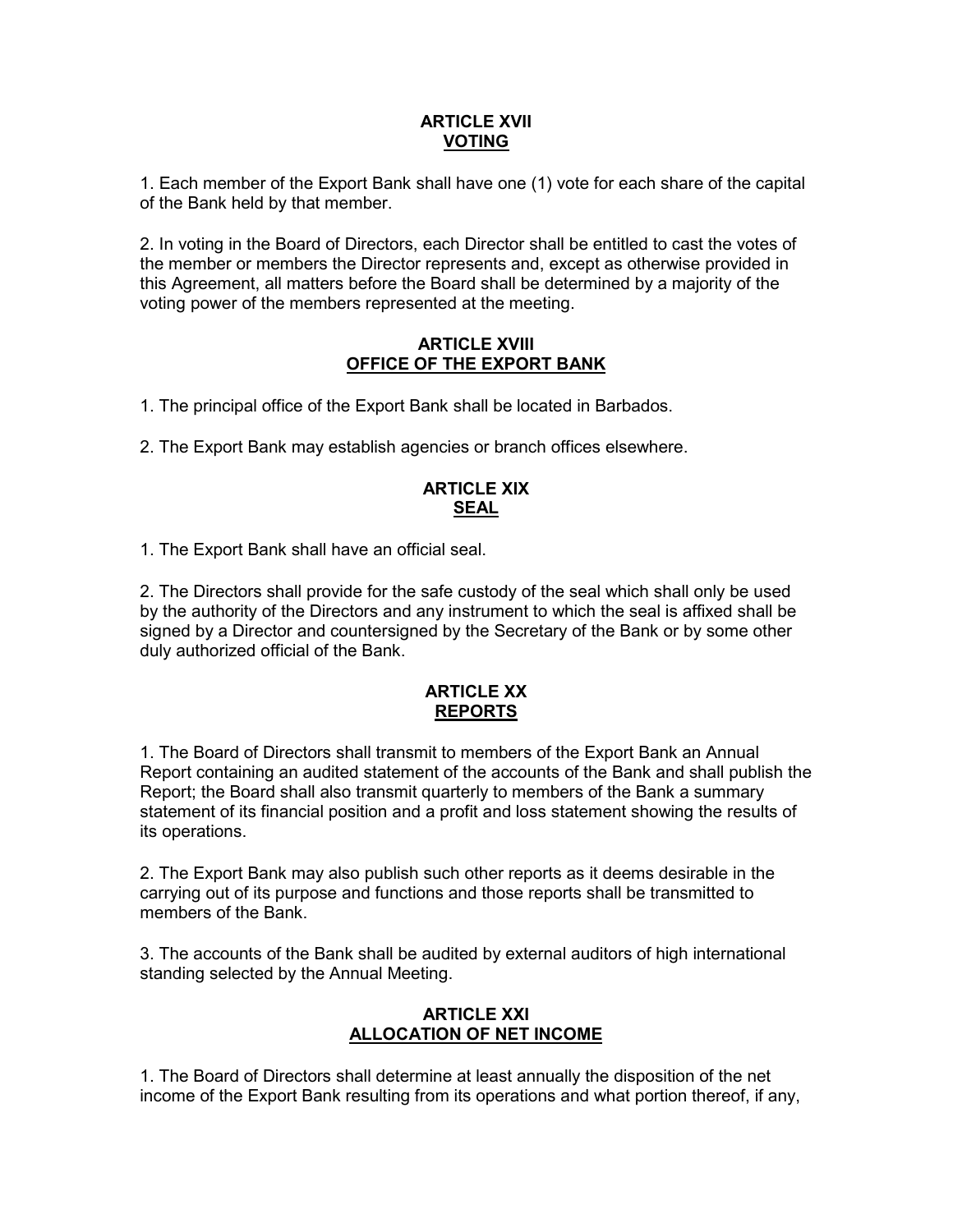## ARTICLE XVII
## VOTING

1. Each member of the Export Bank shall have one (1) vote for each share of the capital of the Bank held by that member.

2. In voting in the Board of Directors, each Director shall be entitled to cast the votes of the member or members the Director represents and, except as otherwise provided in this Agreement, all matters before the Board shall be determined by a majority of the voting power of the members represented at the meeting.

## ARTICLE XVIII
## OFFICE OF THE EXPORT BANK

1. The principal office of the Export Bank shall be located in Barbados.

2. The Export Bank may establish agencies or branch offices elsewhere.

## ARTICLE XIX
## SEAL

1. The Export Bank shall have an official seal.

2. The Directors shall provide for the safe custody of the seal which shall only be used by the authority of the Directors and any instrument to which the seal is affixed shall be signed by a Director and countersigned by the Secretary of the Bank or by some other duly authorized official of the Bank.

## ARTICLE XX
## REPORTS

1. The Board of Directors shall transmit to members of the Export Bank an Annual Report containing an audited statement of the accounts of the Bank and shall publish the Report; the Board shall also transmit quarterly to members of the Bank a summary statement of its financial position and a profit and loss statement showing the results of its operations.

2. The Export Bank may also publish such other reports as it deems desirable in the carrying out of its purpose and functions and those reports shall be transmitted to members of the Bank.

3. The accounts of the Bank shall be audited by external auditors of high international standing selected by the Annual Meeting.

## ARTICLE XXI
## ALLOCATION OF NET INCOME

1. The Board of Directors shall determine at least annually the disposition of the net income of the Export Bank resulting from its operations and what portion thereof, if any,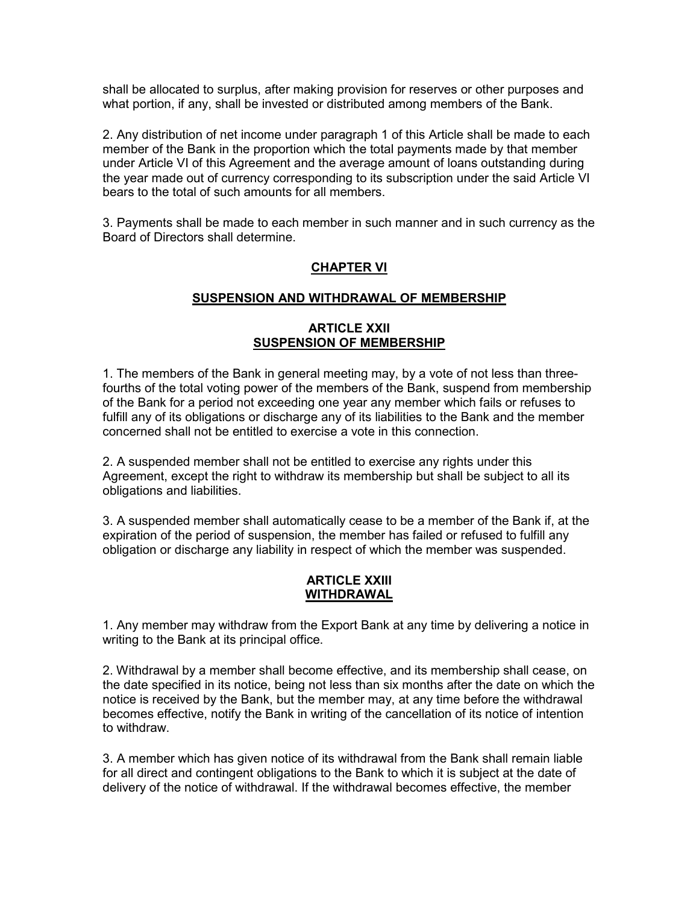shall be allocated to surplus, after making provision for reserves or other purposes and what portion, if any, shall be invested or distributed among members of the Bank.

2. Any distribution of net income under paragraph 1 of this Article shall be made to each member of the Bank in the proportion which the total payments made by that member under Article VI of this Agreement and the average amount of loans outstanding during the year made out of currency corresponding to its subscription under the said Article VI bears to the total of such amounts for all members.

3. Payments shall be made to each member in such manner and in such currency as the Board of Directors shall determine.

## CHAPTER VI

## SUSPENSION AND WITHDRAWAL OF MEMBERSHIP

### ARTICLE XXII
### SUSPENSION OF MEMBERSHIP

1. The members of the Bank in general meeting may, by a vote of not less than three-fourths of the total voting power of the members of the Bank, suspend from membership of the Bank for a period not exceeding one year any member which fails or refuses to fulfill any of its obligations or discharge any of its liabilities to the Bank and the member concerned shall not be entitled to exercise a vote in this connection.

2. A suspended member shall not be entitled to exercise any rights under this Agreement, except the right to withdraw its membership but shall be subject to all its obligations and liabilities.

3. A suspended member shall automatically cease to be a member of the Bank if, at the expiration of the period of suspension, the member has failed or refused to fulfill any obligation or discharge any liability in respect of which the member was suspended.

### ARTICLE XXIII
### WITHDRAWAL

1. Any member may withdraw from the Export Bank at any time by delivering a notice in writing to the Bank at its principal office.

2. Withdrawal by a member shall become effective, and its membership shall cease, on the date specified in its notice, being not less than six months after the date on which the notice is received by the Bank, but the member may, at any time before the withdrawal becomes effective, notify the Bank in writing of the cancellation of its notice of intention to withdraw.

3. A member which has given notice of its withdrawal from the Bank shall remain liable for all direct and contingent obligations to the Bank to which it is subject at the date of delivery of the notice of withdrawal. If the withdrawal becomes effective, the member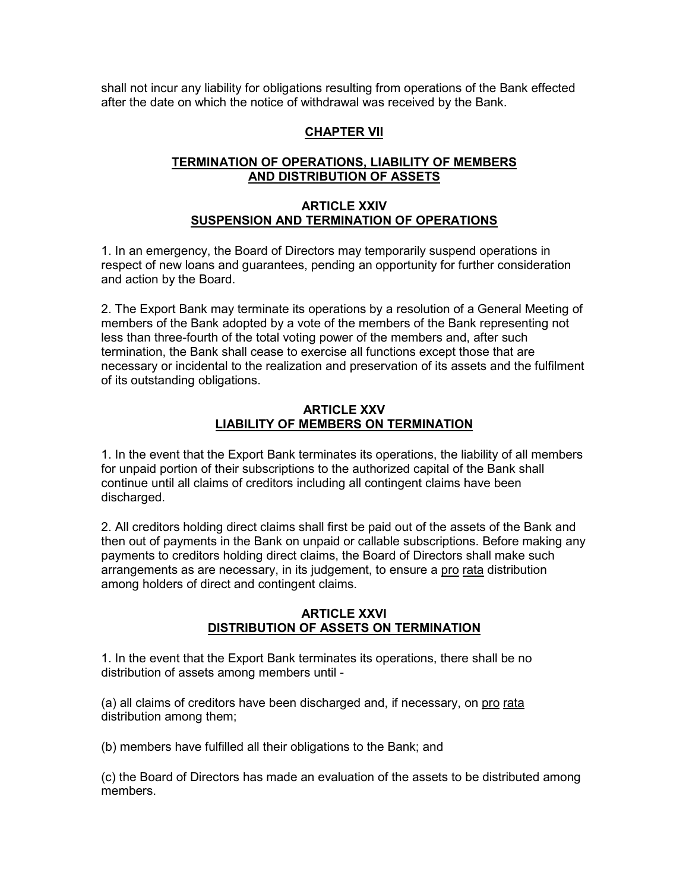shall not incur any liability for obligations resulting from operations of the Bank effected after the date on which the notice of withdrawal was received by the Bank.

## CHAPTER VII

## TERMINATION OF OPERATIONS, LIABILITY OF MEMBERS AND DISTRIBUTION OF ASSETS

### ARTICLE XXIV
### SUSPENSION AND TERMINATION OF OPERATIONS

1. In an emergency, the Board of Directors may temporarily suspend operations in respect of new loans and guarantees, pending an opportunity for further consideration and action by the Board.

2. The Export Bank may terminate its operations by a resolution of a General Meeting of members of the Bank adopted by a vote of the members of the Bank representing not less than three-fourth of the total voting power of the members and, after such termination, the Bank shall cease to exercise all functions except those that are necessary or incidental to the realization and preservation of its assets and the fulfilment of its outstanding obligations.

### ARTICLE XXV
### LIABILITY OF MEMBERS ON TERMINATION

1. In the event that the Export Bank terminates its operations, the liability of all members for unpaid portion of their subscriptions to the authorized capital of the Bank shall continue until all claims of creditors including all contingent claims have been discharged.

2. All creditors holding direct claims shall first be paid out of the assets of the Bank and then out of payments in the Bank on unpaid or callable subscriptions. Before making any payments to creditors holding direct claims, the Board of Directors shall make such arrangements as are necessary, in its judgement, to ensure a pro rata distribution among holders of direct and contingent claims.

### ARTICLE XXVI
### DISTRIBUTION OF ASSETS ON TERMINATION

1. In the event that the Export Bank terminates its operations, there shall be no distribution of assets among members until -

(a) all claims of creditors have been discharged and, if necessary, on pro rata distribution among them;

(b) members have fulfilled all their obligations to the Bank; and

(c) the Board of Directors has made an evaluation of the assets to be distributed among members.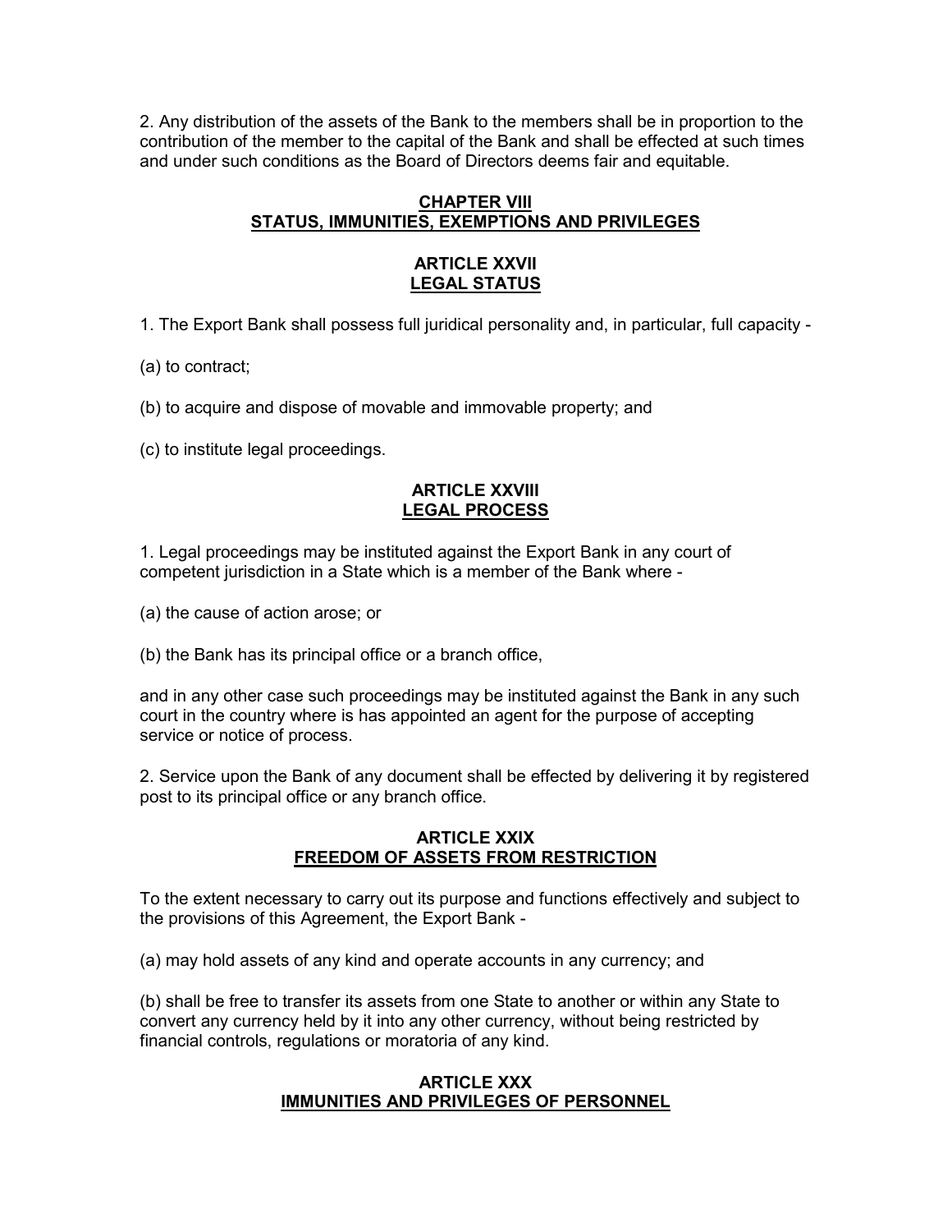2. Any distribution of the assets of the Bank to the members shall be in proportion to the contribution of the member to the capital of the Bank and shall be effected at such times and under such conditions as the Board of Directors deems fair and equitable.

## CHAPTER VIII
## STATUS, IMMUNITIES, EXEMPTIONS AND PRIVILEGES

### ARTICLE XXVII
### LEGAL STATUS

1. The Export Bank shall possess full juridical personality and, in particular, full capacity -

(a) to contract;

(b) to acquire and dispose of movable and immovable property; and

(c) to institute legal proceedings.

### ARTICLE XXVIII
### LEGAL PROCESS

1. Legal proceedings may be instituted against the Export Bank in any court of competent jurisdiction in a State which is a member of the Bank where -

(a) the cause of action arose; or

(b) the Bank has its principal office or a branch office,

and in any other case such proceedings may be instituted against the Bank in any such court in the country where is has appointed an agent for the purpose of accepting service or notice of process.

2. Service upon the Bank of any document shall be effected by delivering it by registered post to its principal office or any branch office.

### ARTICLE XXIX
### FREEDOM OF ASSETS FROM RESTRICTION

To the extent necessary to carry out its purpose and functions effectively and subject to the provisions of this Agreement, the Export Bank -

(a) may hold assets of any kind and operate accounts in any currency; and

(b) shall be free to transfer its assets from one State to another or within any State to convert any currency held by it into any other currency, without being restricted by financial controls, regulations or moratoria of any kind.

### ARTICLE XXX
### IMMUNITIES AND PRIVILEGES OF PERSONNEL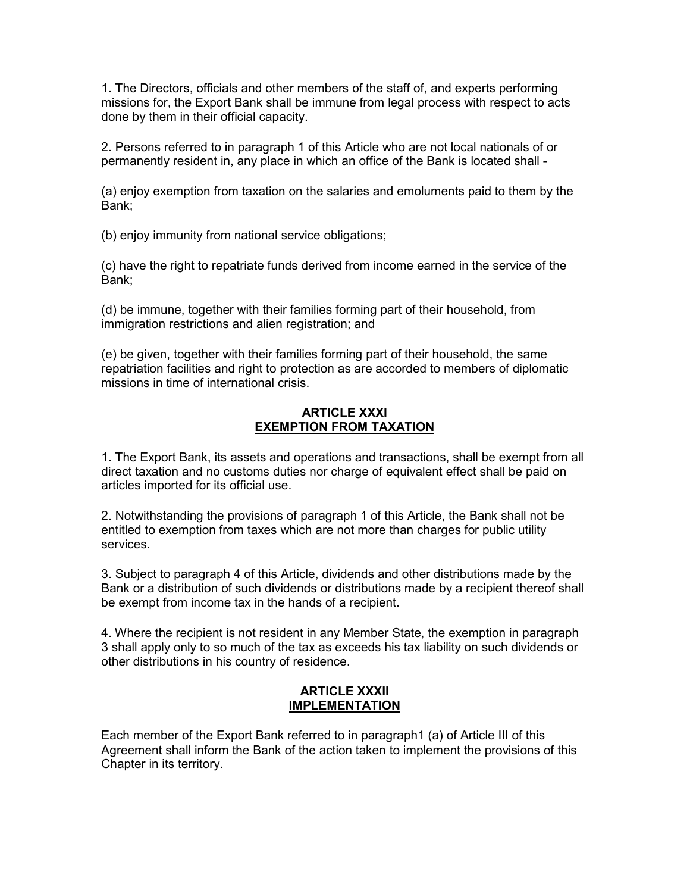1. The Directors, officials and other members of the staff of, and experts performing missions for, the Export Bank shall be immune from legal process with respect to acts done by them in their official capacity.

2. Persons referred to in paragraph 1 of this Article who are not local nationals of or permanently resident in, any place in which an office of the Bank is located shall -

(a) enjoy exemption from taxation on the salaries and emoluments paid to them by the Bank;

(b) enjoy immunity from national service obligations;

(c) have the right to repatriate funds derived from income earned in the service of the Bank;

(d) be immune, together with their families forming part of their household, from immigration restrictions and alien registration; and

(e) be given, together with their families forming part of their household, the same repatriation facilities and right to protection as are accorded to members of diplomatic missions in time of international crisis.

## ARTICLE XXXI
## EXEMPTION FROM TAXATION

1. The Export Bank, its assets and operations and transactions, shall be exempt from all direct taxation and no customs duties nor charge of equivalent effect shall be paid on articles imported for its official use.

2. Notwithstanding the provisions of paragraph 1 of this Article, the Bank shall not be entitled to exemption from taxes which are not more than charges for public utility services.

3. Subject to paragraph 4 of this Article, dividends and other distributions made by the Bank or a distribution of such dividends or distributions made by a recipient thereof shall be exempt from income tax in the hands of a recipient.

4. Where the recipient is not resident in any Member State, the exemption in paragraph 3 shall apply only to so much of the tax as exceeds his tax liability on such dividends or other distributions in his country of residence.

## ARTICLE XXXII
## IMPLEMENTATION

Each member of the Export Bank referred to in paragraph1 (a) of Article III of this Agreement shall inform the Bank of the action taken to implement the provisions of this Chapter in its territory.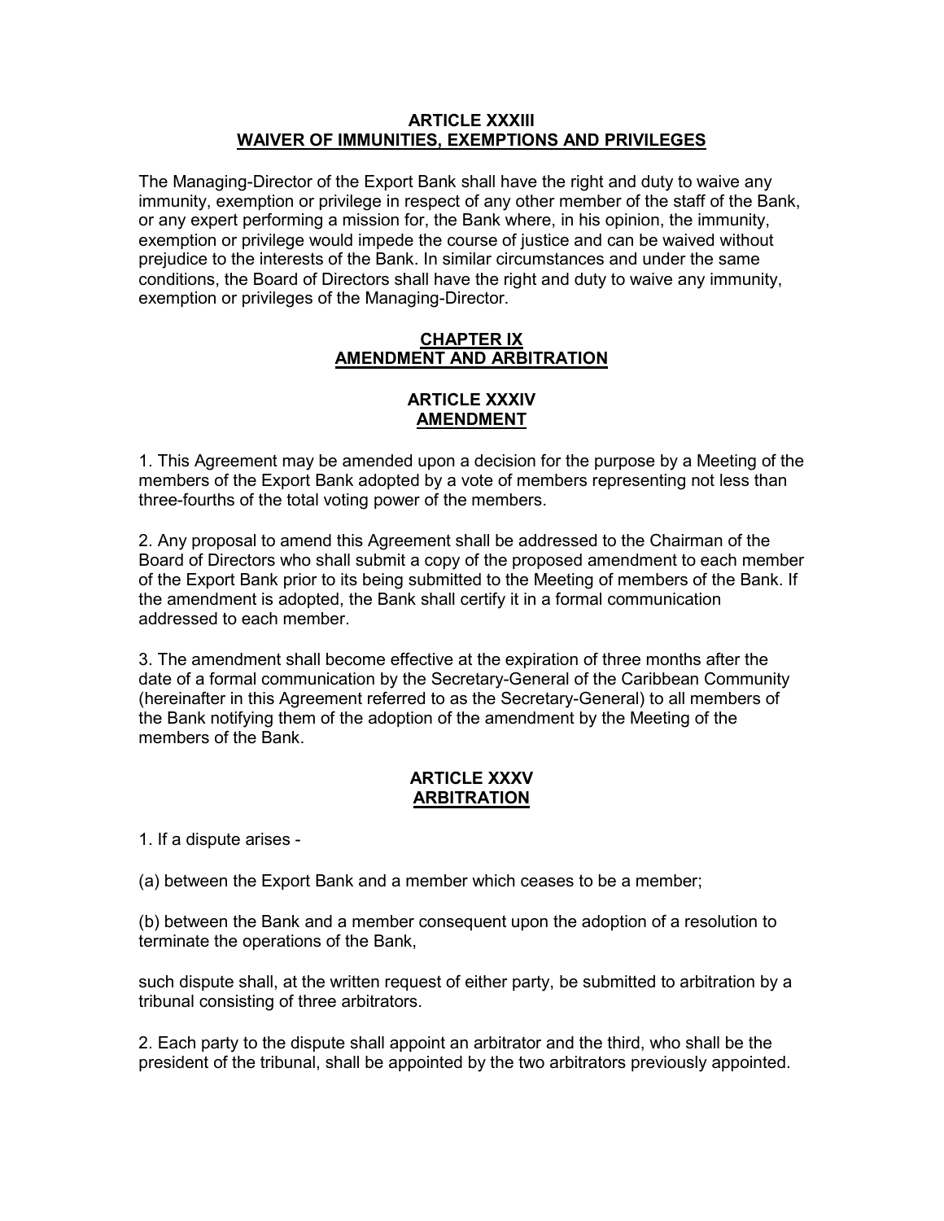## ARTICLE XXXIII
## WAIVER OF IMMUNITIES, EXEMPTIONS AND PRIVILEGES

The Managing-Director of the Export Bank shall have the right and duty to waive any immunity, exemption or privilege in respect of any other member of the staff of the Bank, or any expert performing a mission for, the Bank where, in his opinion, the immunity, exemption or privilege would impede the course of justice and can be waived without prejudice to the interests of the Bank. In similar circumstances and under the same conditions, the Board of Directors shall have the right and duty to waive any immunity, exemption or privileges of the Managing-Director.

# CHAPTER IX
# AMENDMENT AND ARBITRATION

## ARTICLE XXXIV
## AMENDMENT

1. This Agreement may be amended upon a decision for the purpose by a Meeting of the members of the Export Bank adopted by a vote of members representing not less than three-fourths of the total voting power of the members.

2. Any proposal to amend this Agreement shall be addressed to the Chairman of the Board of Directors who shall submit a copy of the proposed amendment to each member of the Export Bank prior to its being submitted to the Meeting of members of the Bank. If the amendment is adopted, the Bank shall certify it in a formal communication addressed to each member.

3. The amendment shall become effective at the expiration of three months after the date of a formal communication by the Secretary-General of the Caribbean Community (hereinafter in this Agreement referred to as the Secretary-General) to all members of the Bank notifying them of the adoption of the amendment by the Meeting of the members of the Bank.

## ARTICLE XXXV
## ARBITRATION

1. If a dispute arises -

(a) between the Export Bank and a member which ceases to be a member;

(b) between the Bank and a member consequent upon the adoption of a resolution to terminate the operations of the Bank,

such dispute shall, at the written request of either party, be submitted to arbitration by a tribunal consisting of three arbitrators.

2. Each party to the dispute shall appoint an arbitrator and the third, who shall be the president of the tribunal, shall be appointed by the two arbitrators previously appointed.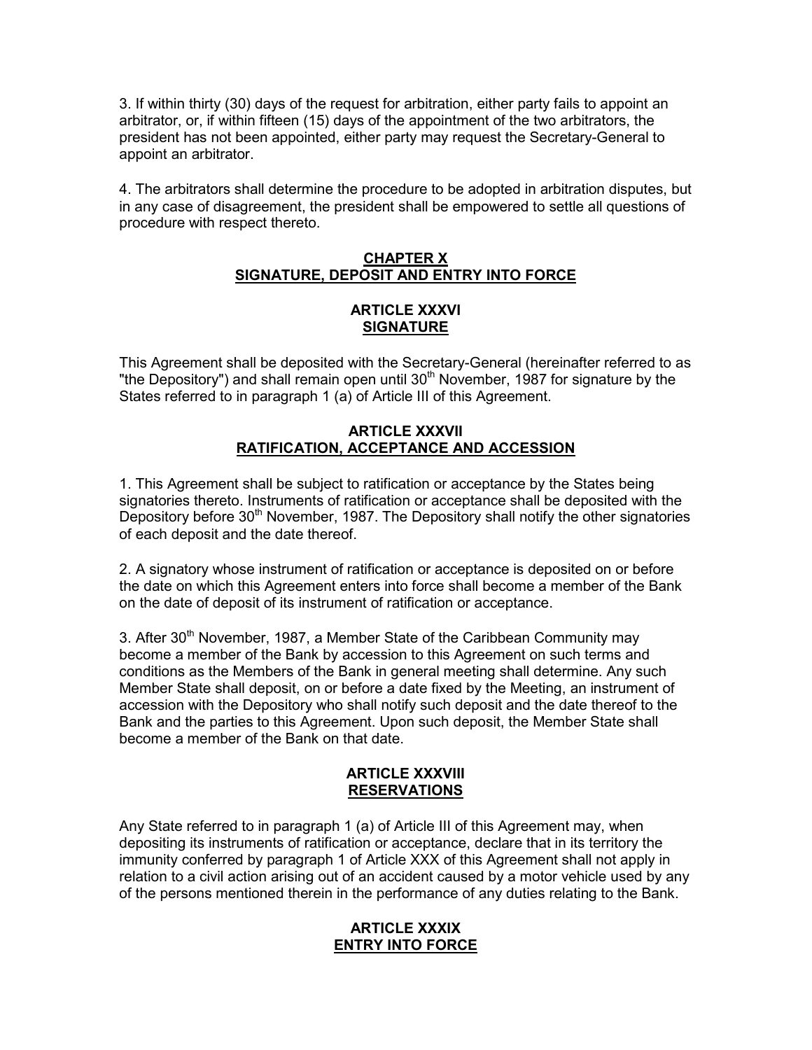3. If within thirty (30) days of the request for arbitration, either party fails to appoint an arbitrator, or, if within fifteen (15) days of the appointment of the two arbitrators, the president has not been appointed, either party may request the Secretary-General to appoint an arbitrator.

4. The arbitrators shall determine the procedure to be adopted in arbitration disputes, but in any case of disagreement, the president shall be empowered to settle all questions of procedure with respect thereto.

## CHAPTER X
## SIGNATURE, DEPOSIT AND ENTRY INTO FORCE

### ARTICLE XXXVI
### SIGNATURE

This Agreement shall be deposited with the Secretary-General (hereinafter referred to as "the Depository") and shall remain open until 30th November, 1987 for signature by the States referred to in paragraph 1 (a) of Article III of this Agreement.

### ARTICLE XXXVII
### RATIFICATION, ACCEPTANCE AND ACCESSION

1. This Agreement shall be subject to ratification or acceptance by the States being signatories thereto. Instruments of ratification or acceptance shall be deposited with the Depository before 30th November, 1987. The Depository shall notify the other signatories of each deposit and the date thereof.

2. A signatory whose instrument of ratification or acceptance is deposited on or before the date on which this Agreement enters into force shall become a member of the Bank on the date of deposit of its instrument of ratification or acceptance.

3. After 30th November, 1987, a Member State of the Caribbean Community may become a member of the Bank by accession to this Agreement on such terms and conditions as the Members of the Bank in general meeting shall determine. Any such Member State shall deposit, on or before a date fixed by the Meeting, an instrument of accession with the Depository who shall notify such deposit and the date thereof to the Bank and the parties to this Agreement. Upon such deposit, the Member State shall become a member of the Bank on that date.

### ARTICLE XXXVIII
### RESERVATIONS

Any State referred to in paragraph 1 (a) of Article III of this Agreement may, when depositing its instruments of ratification or acceptance, declare that in its territory the immunity conferred by paragraph 1 of Article XXX of this Agreement shall not apply in relation to a civil action arising out of an accident caused by a motor vehicle used by any of the persons mentioned therein in the performance of any duties relating to the Bank.

### ARTICLE XXXIX
### ENTRY INTO FORCE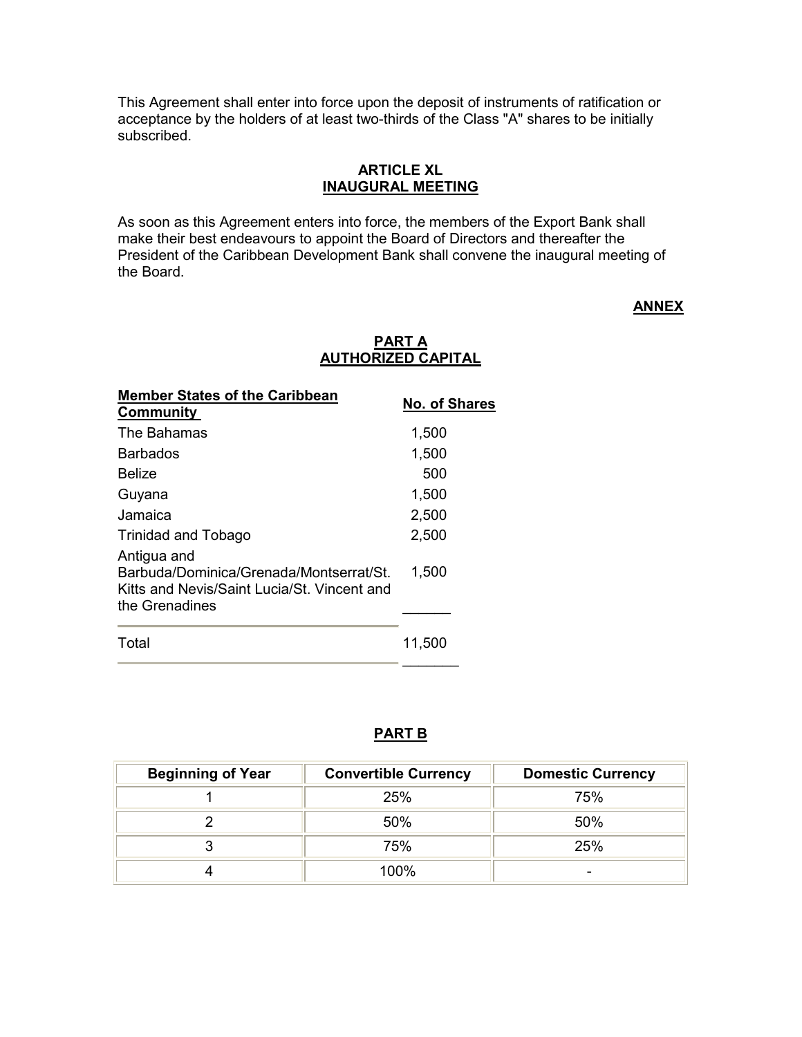This Agreement shall enter into force upon the deposit of instruments of ratification or acceptance by the holders of at least two-thirds of the Class "A" shares to be initially subscribed.

### ARTICLE XL
### INAUGURAL MEETING

As soon as this Agreement enters into force, the members of the Export Bank shall make their best endeavours to appoint the Board of Directors and thereafter the President of the Caribbean Development Bank shall convene the inaugural meeting of the Board.

**ANNEX**

### PART A
### AUTHORIZED CAPITAL

| Member States of the Caribbean Community | No. of Shares |
|---|---|
| The Bahamas | 1,500 |
| Barbados | 1,500 |
| Belize | 500 |
| Guyana | 1,500 |
| Jamaica | 2,500 |
| Trinidad and Tobago | 2,500 |
| Antigua and Barbuda/Dominica/Grenada/Montserrat/St. Kitts and Nevis/Saint Lucia/St. Vincent and the Grenadines | 1,500 |
| Total | 11,500 |

### PART B

| Beginning of Year | Convertible Currency | Domestic Currency |
|---|---|---|
| 1 | 25% | 75% |
| 2 | 50% | 50% |
| 3 | 75% | 25% |
| 4 | 100% | - |